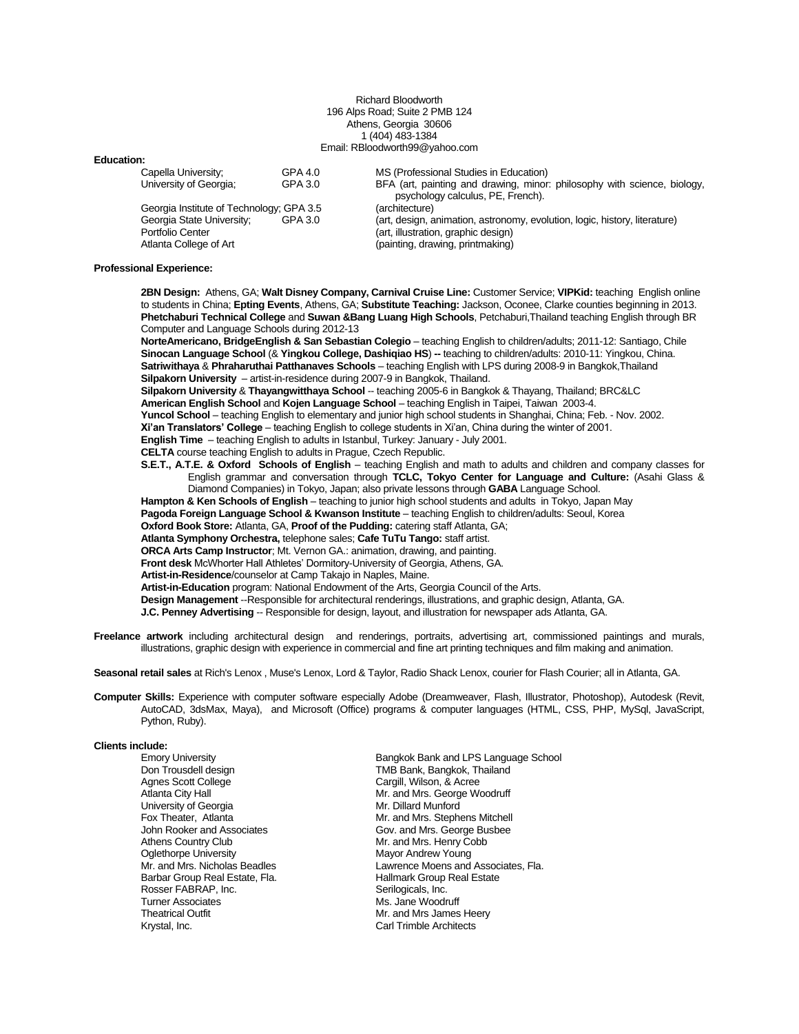Richard Bloodworth
196 Alps Road; Suite 2 PMB 124
Athens, Georgia 30606
1 (404) 483-1384
Email: RBloodworth99@yahoo.com

**Education:**

| | | |
|---|---|---|
| Capella University; | GPA 4.0 | MS (Professional Studies in Education) |
| University of Georgia; | GPA 3.0 | BFA (art, painting and drawing, minor: philosophy with science, biology, psychology calculus, PE, French). |
| Georgia Institute of Technology; | GPA 3.5 | (architecture) |
| Georgia State University; | GPA 3.0 | (art, design, animation, astronomy, evolution, logic, history, literature) |
| Portfolio Center | | (art, illustration, graphic design) |
| Atlanta College of Art | | (painting, drawing, printmaking) |

**Professional Experience:**

**2BN Design:** Athens, GA; **Walt Disney Company, Carnival Cruise Line:** Customer Service; **VIPKid:** teaching English online to students in China; **Epting Events**, Athens, GA; **Substitute Teaching:** Jackson, Oconee, Clarke counties beginning in 2013. **Phetchaburi Technical College** and **Suwan &Bang Luang High Schools**, Petchaburi,Thailand teaching English through BR Computer and Language Schools during 2012-13

**NorteAmericano, BridgeEnglish & San Sebastian Colegio** – teaching English to children/adults; 2011-12: Santiago, Chile

**Sinocan Language School** (& **Yingkou College, Dashiqiao HS**) **--** teaching to children/adults: 2010-11: Yingkou, China.

**Satriwithaya** & **Phraharuthai Patthanaves Schools** – teaching English with LPS during 2008-9 in Bangkok,Thailand

**Silpakorn University** – artist-in-residence during 2007-9 in Bangkok, Thailand.

**Silpakorn University** & **Thayangwitthaya School** -- teaching 2005-6 in Bangkok & Thayang, Thailand; BRC&LC

**American English School** and **Kojen Language School** – teaching English in Taipei, Taiwan 2003-4.

**Yuncol School** – teaching English to elementary and junior high school students in Shanghai, China; Feb. - Nov. 2002.

**Xi'an Translators' College** – teaching English to college students in Xi'an, China during the winter of 2001.

**English Time** – teaching English to adults in Istanbul, Turkey: January - July 2001.

**CELTA** course teaching English to adults in Prague, Czech Republic.

**S.E.T., A.T.E. & Oxford Schools of English** – teaching English and math to adults and children and company classes for English grammar and conversation through **TCLC, Tokyo Center for Language and Culture:** (Asahi Glass & Diamond Companies) in Tokyo, Japan; also private lessons through **GABA** Language School.

**Hampton & Ken Schools of English** – teaching to junior high school students and adults in Tokyo, Japan May

**Pagoda Foreign Language School & Kwanston Institute** – teaching English to children/adults: Seoul, Korea

**Oxford Book Store:** Atlanta, GA, **Proof of the Pudding:** catering staff Atlanta, GA;

**Atlanta Symphony Orchestra,** telephone sales; **Cafe TuTu Tango:** staff artist.

**ORCA Arts Camp Instructor**; Mt. Vernon GA.: animation, drawing, and painting.

**Front desk** McWhorter Hall Athletes' Dormitory-University of Georgia, Athens, GA.

**Artist-in-Residence**/counselor at Camp Takajo in Naples, Maine.

**Artist-in-Education** program: National Endowment of the Arts, Georgia Council of the Arts.

**Design Management** --Responsible for architectural renderings, illustrations, and graphic design, Atlanta, GA.

**J.C. Penney Advertising** -- Responsible for design, layout, and illustration for newspaper ads Atlanta, GA.

**Freelance artwork** including architectural design and renderings, portraits, advertising art, commissioned paintings and murals, illustrations, graphic design with experience in commercial and fine art printing techniques and film making and animation.

**Seasonal retail sales** at Rich's Lenox , Muse's Lenox, Lord & Taylor, Radio Shack Lenox, courier for Flash Courier; all in Atlanta, GA.

**Computer Skills:** Experience with computer software especially Adobe (Dreamweaver, Flash, Illustrator, Photoshop), Autodesk (Revit, AutoCAD, 3dsMax, Maya), and Microsoft (Office) programs & computer languages (HTML, CSS, PHP, MySql, JavaScript, Python, Ruby).

**Clients include:**

| | |
|---|---|
| Emory University | Bangkok Bank and LPS Language School |
| Don Trousdell design | TMB Bank, Bangkok, Thailand |
| Agnes Scott College | Cargill, Wilson, & Acree |
| Atlanta City Hall | Mr. and Mrs. George Woodruff |
| University of Georgia | Mr. Dillard Munford |
| Fox Theater, Atlanta | Mr. and Mrs. Stephens Mitchell |
| John Rooker and Associates | Gov. and Mrs. George Busbee |
| Athens Country Club | Mr. and Mrs. Henry Cobb |
| Oglethorpe University | Mayor Andrew Young |
| Mr. and Mrs. Nicholas Beadles | Lawrence Moens and Associates, Fla. |
| Barbar Group Real Estate, Fla. | Hallmark Group Real Estate |
| Rosser FABRAP, Inc. | Serilogicals, Inc. |
| Turner Associates | Ms. Jane Woodruff |
| Theatrical Outfit | Mr. and Mrs James Heery |
| Krystal, Inc. | Carl Trimble Architects |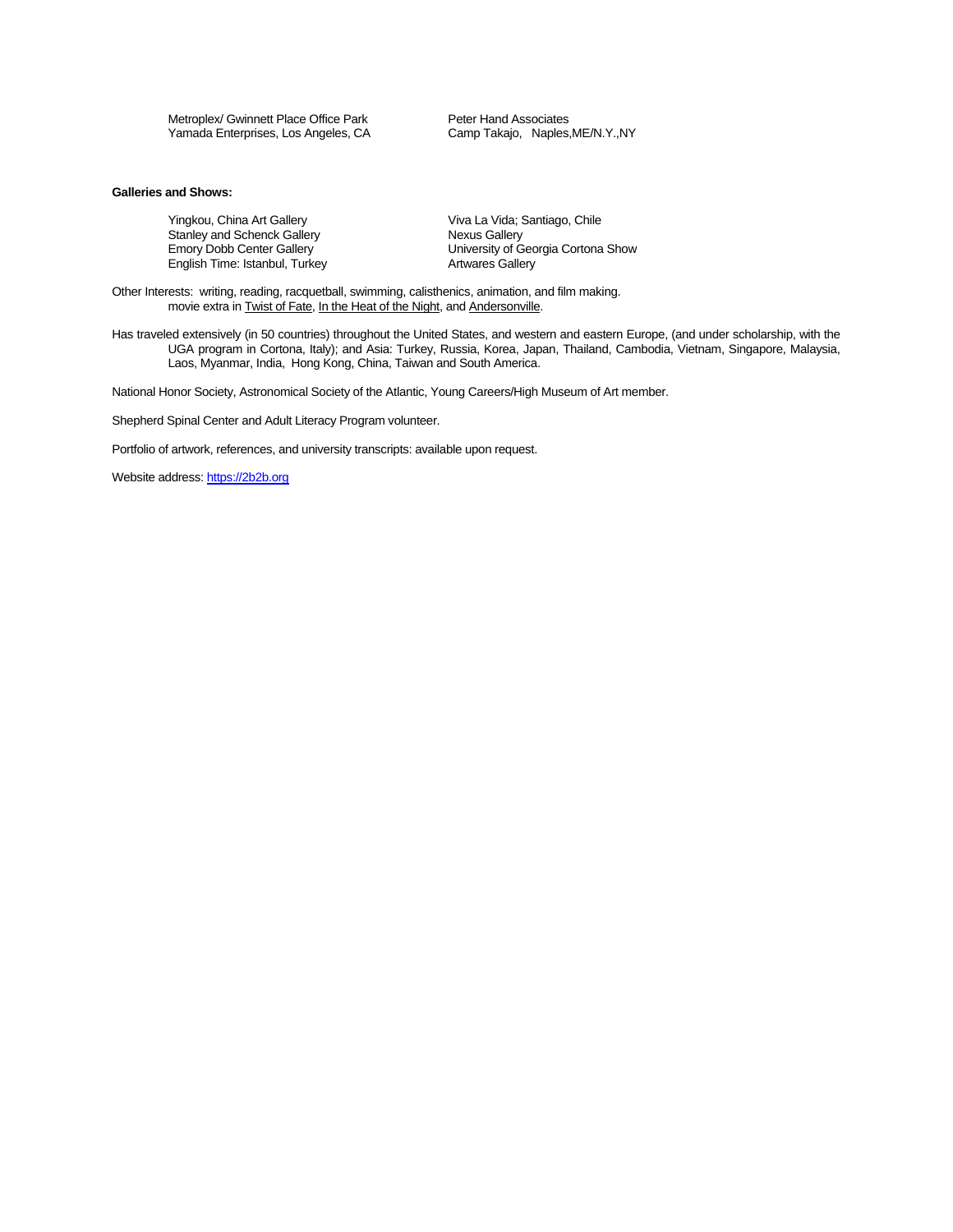Metroplex/ Gwinnett Place Office Park
Yamada Enterprises, Los Angeles, CA
Peter Hand Associates
Camp Takajo, Naples,ME/N.Y.,NY

**Galleries and Shows:**

Yingkou, China Art Gallery
Stanley and Schenck Gallery
Emory Dobb Center Gallery
English Time: Istanbul, Turkey
Viva La Vida; Santiago, Chile
Nexus Gallery
University of Georgia Cortona Show
Artwares Gallery

Other Interests: writing, reading, racquetball, swimming, calisthenics, animation, and film making.
movie extra in Twist of Fate, In the Heat of the Night, and Andersonville.

Has traveled extensively (in 50 countries) throughout the United States, and western and eastern Europe, (and under scholarship, with the UGA program in Cortona, Italy); and Asia: Turkey, Russia, Korea, Japan, Thailand, Cambodia, Vietnam, Singapore, Malaysia, Laos, Myanmar, India, Hong Kong, China, Taiwan and South America.

National Honor Society, Astronomical Society of the Atlantic, Young Careers/High Museum of Art member.

Shepherd Spinal Center and Adult Literacy Program volunteer.

Portfolio of artwork, references, and university transcripts: available upon request.

Website address: https://2b2b.org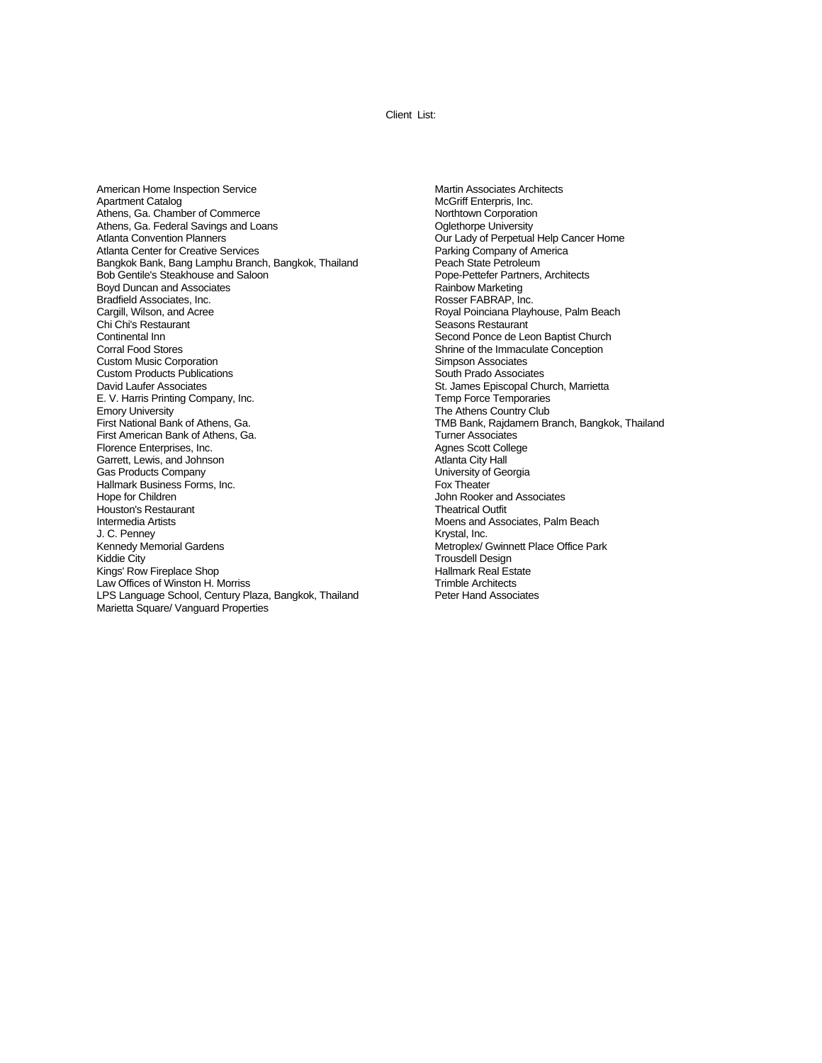Client List:

American Home Inspection Service
Apartment Catalog
Athens, Ga. Chamber of Commerce
Athens, Ga. Federal Savings and Loans
Atlanta Convention Planners
Atlanta Center for Creative Services
Bangkok Bank, Bang Lamphu Branch, Bangkok, Thailand
Bob Gentile's Steakhouse and Saloon
Boyd Duncan and Associates
Bradfield Associates, Inc.
Cargill, Wilson, and Acree
Chi Chi's Restaurant
Continental Inn
Corral Food Stores
Custom Music Corporation
Custom Products Publications
David Laufer Associates
E. V. Harris Printing Company, Inc.
Emory University
First National Bank of Athens, Ga.
First American Bank of Athens, Ga.
Florence Enterprises, Inc.
Garrett, Lewis, and Johnson
Gas Products Company
Hallmark Business Forms, Inc.
Hope for Children
Houston's Restaurant
Intermedia Artists
J. C. Penney
Kennedy Memorial Gardens
Kiddie City
Kings' Row Fireplace Shop
Law Offices of Winston H. Morriss
LPS Language School, Century Plaza, Bangkok, Thailand
Marietta Square/ Vanguard Properties
Martin Associates Architects
McGriff Enterpris, Inc.
Northtown Corporation
Oglethorpe University
Our Lady of Perpetual Help Cancer Home
Parking Company of America
Peach State Petroleum
Pope-Pettefer Partners, Architects
Rainbow Marketing
Rosser FABRAP, Inc.
Royal Poinciana Playhouse, Palm Beach
Seasons Restaurant
Second Ponce de Leon Baptist Church
Shrine of the Immaculate Conception
Simpson Associates
South Prado Associates
St. James Episcopal Church, Marrietta
Temp Force Temporaries
The Athens Country Club
TMB Bank, Rajdamern Branch, Bangkok, Thailand
Turner Associates
Agnes Scott College
Atlanta City Hall
University of Georgia
Fox Theater
John Rooker and Associates
Theatrical Outfit
Moens and Associates, Palm Beach
Krystal, Inc.
Metroplex/ Gwinnett Place Office Park
Trousdell Design
Hallmark Real Estate
Trimble Architects
Peter Hand Associates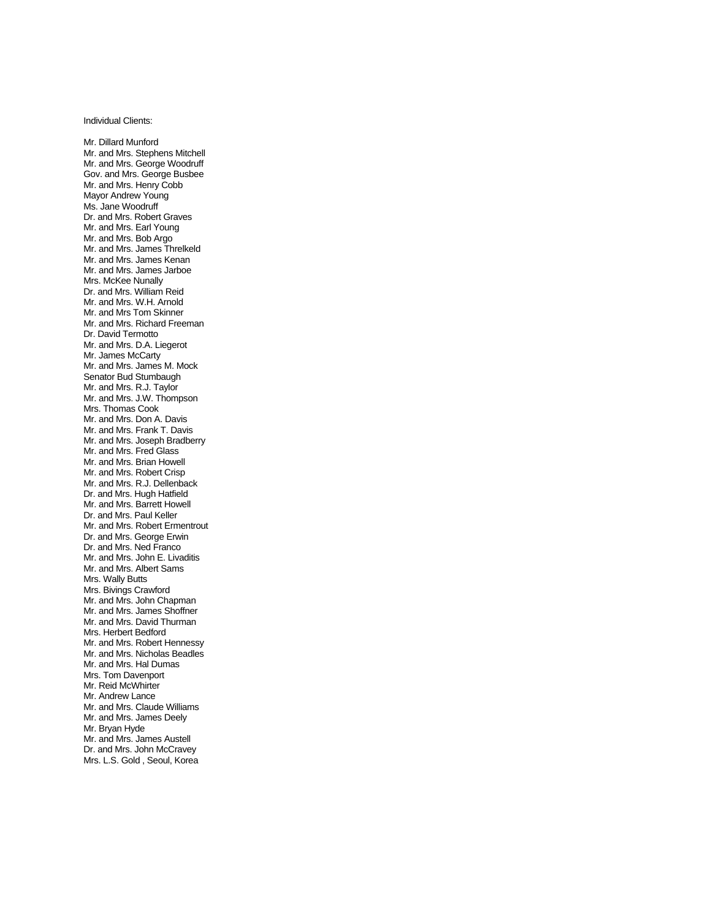Individual Clients:

Mr. Dillard Munford
Mr. and Mrs. Stephens Mitchell
Mr. and Mrs. George Woodruff
Gov. and Mrs. George Busbee
Mr. and Mrs. Henry Cobb
Mayor Andrew Young
Ms. Jane Woodruff
Dr. and Mrs. Robert Graves
Mr. and Mrs. Earl Young
Mr. and Mrs. Bob Argo
Mr. and Mrs. James Threlkeld
Mr. and Mrs. James Kenan
Mr. and Mrs. James Jarboe
Mrs. McKee Nunally
Dr. and Mrs. William Reid
Mr. and Mrs. W.H. Arnold
Mr. and Mrs Tom Skinner
Mr. and Mrs. Richard Freeman
Dr. David Termotto
Mr. and Mrs. D.A. Liegerot
Mr. James McCarty
Mr. and Mrs. James M. Mock
Senator Bud Stumbaugh
Mr. and Mrs. R.J. Taylor
Mr. and Mrs. J.W. Thompson
Mrs. Thomas Cook
Mr. and Mrs. Don A. Davis
Mr. and Mrs. Frank T. Davis
Mr. and Mrs. Joseph Bradberry
Mr. and Mrs. Fred Glass
Mr. and Mrs. Brian Howell
Mr. and Mrs. Robert Crisp
Mr. and Mrs. R.J. Dellenback
Dr. and Mrs. Hugh Hatfield
Mr. and Mrs. Barrett Howell
Dr. and Mrs. Paul Keller
Mr. and Mrs. Robert Ermentrout
Dr. and Mrs. George Erwin
Dr. and Mrs. Ned Franco
Mr. and Mrs. John E. Livaditis
Mr. and Mrs. Albert Sams
Mrs. Wally Butts
Mrs. Bivings Crawford
Mr. and Mrs. John Chapman
Mr. and Mrs. James Shoffner
Mr. and Mrs. David Thurman
Mrs. Herbert Bedford
Mr. and Mrs. Robert Hennessy
Mr. and Mrs. Nicholas Beadles
Mr. and Mrs. Hal Dumas
Mrs. Tom Davenport
Mr. Reid McWhirter
Mr. Andrew Lance
Mr. and Mrs. Claude Williams
Mr. and Mrs. James Deely
Mr. Bryan Hyde
Mr. and Mrs. James Austell
Dr. and Mrs. John McCravey
Mrs. L.S. Gold , Seoul, Korea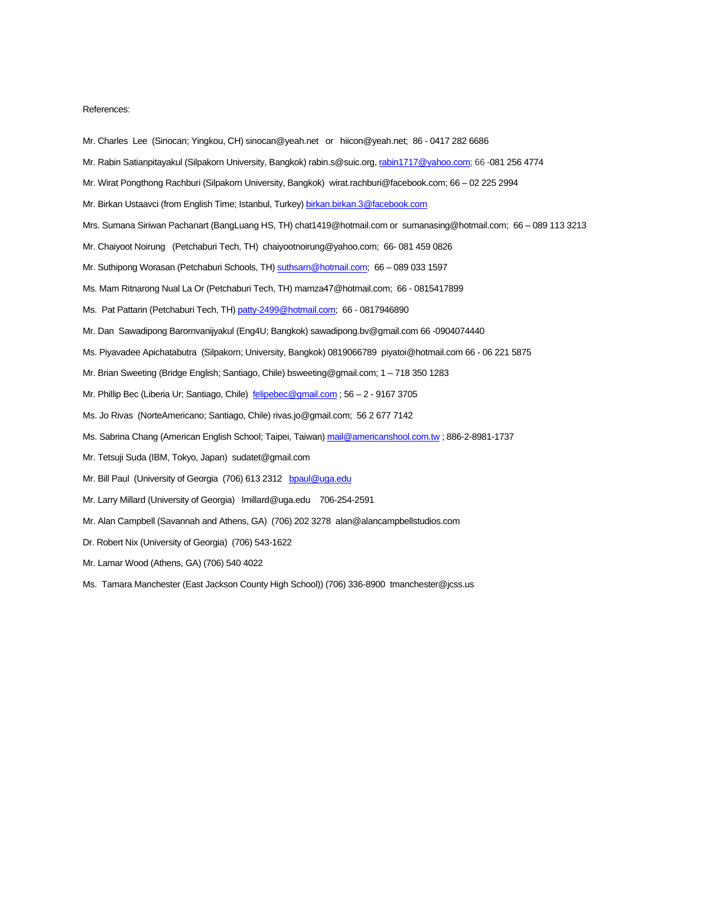References:

Mr. Charles Lee (Sinocan; Yingkou, CH) sinocan@yeah.net or hiicon@yeah.net; 86 - 0417 282 6686

Mr. Rabin Satianpitayakul (Silpakorn University, Bangkok) rabin.s@suic.org, rabin1717@yahoo.com; 66 -081 256 4774

Mr. Wirat Pongthong Rachburi (Silpakorn University, Bangkok) wirat.rachburi@facebook.com; 66 – 02 225 2994

Mr. Birkan Ustaavci (from English Time; Istanbul, Turkey) birkan.birkan.3@facebook.com

Mrs. Sumana Siriwan Pachanart (BangLuang HS, TH) chat1419@hotmail.com or sumanasing@hotmail.com; 66 – 089 113 3213

Mr. Chaiyoot Noirung (Petchaburi Tech, TH) chaiyootnoirung@yahoo.com; 66- 081 459 0826

Mr. Suthipong Worasan (Petchaburi Schools, TH) suthsarn@hotmail.com; 66 – 089 033 1597

Ms. Mam Ritnarong Nual La Or (Petchaburi Tech, TH) mamza47@hotmail.com; 66 - 0815417899

Ms. Pat Pattarin (Petchaburi Tech, TH) patty-2499@hotmail.com; 66 - 0817946890

Mr. Dan Sawadipong Barornvanijyakul (Eng4U; Bangkok) sawadipong.bv@gmail.com 66 -0904074440

Ms. Piyavadee Apichatabutra (Silpakorn; University, Bangkok) 0819066789 piyatoi@hotmail.com 66 - 06 221 5875

Mr. Brian Sweeting (Bridge English; Santiago, Chile) bsweeting@gmail.com; 1 – 718 350 1283

Mr. Phillip Bec (Liberia Ur; Santiago, Chile) felipebec@gmail.com ; 56 – 2 - 9167 3705

Ms. Jo Rivas (NorteAmericano; Santiago, Chile) rivas.jo@gmail.com; 56 2 677 7142

Ms. Sabrina Chang (American English School; Taipei, Taiwan) mail@americanshool.com.tw ; 886-2-8981-1737

Mr. Tetsuji Suda (IBM, Tokyo, Japan) sudatet@gmail.com

Mr. Bill Paul (University of Georgia (706) 613 2312 bpaul@uga.edu

Mr. Larry Millard (University of Georgia) lmillard@uga.edu 706-254-2591

Mr. Alan Campbell (Savannah and Athens, GA) (706) 202 3278 alan@alancampbellstudios.com

Dr. Robert Nix (University of Georgia) (706) 543-1622

Mr. Lamar Wood (Athens, GA) (706) 540 4022

Ms. Tamara Manchester (East Jackson County High School)) (706) 336-8900 tmanchester@jcss.us